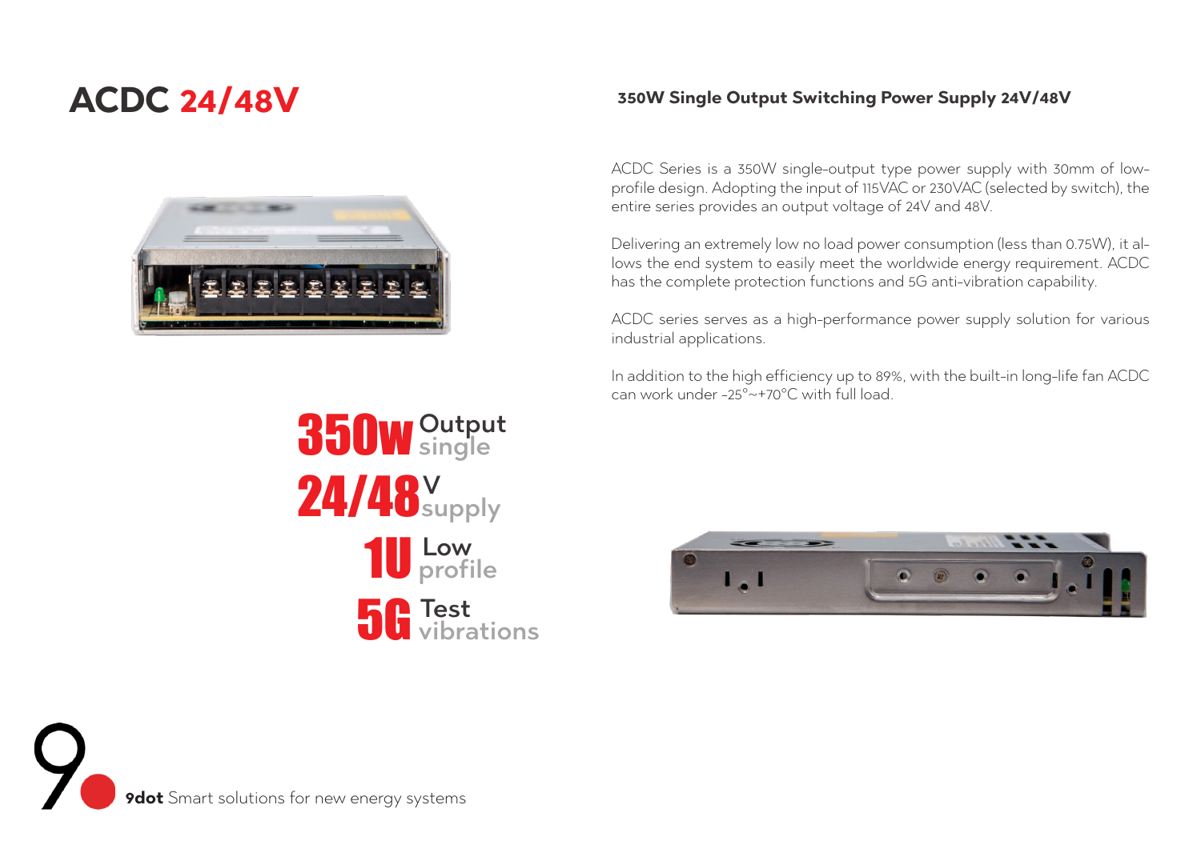# ACDC 24/48V

## 350W Single Output Switching Power Supply 24V/48V

ACDC Series is a 350W single-output type power supply with 30mm of low-profile design. Adopting the input of 115VAC or 230VAC (selected by switch), the entire series provides an output voltage of 24V and 48V.

Delivering an extremely low no load power consumption (less than 0.75W), it allows the end system to easily meet the worldwide energy requirement. ACDC has the complete protection functions and 5G anti-vibration capability.

ACDC series serves as a high-performance power supply solution for various industrial applications.

In addition to the high efficiency up to 89%, with the built-in long-life fan ACDC can work under -25°~+70°C with full load.

**350w** Output single

**24/48** V supply

**1U** Low profile

**5G** Test vibrations

**9dot** Smart solutions for new energy systems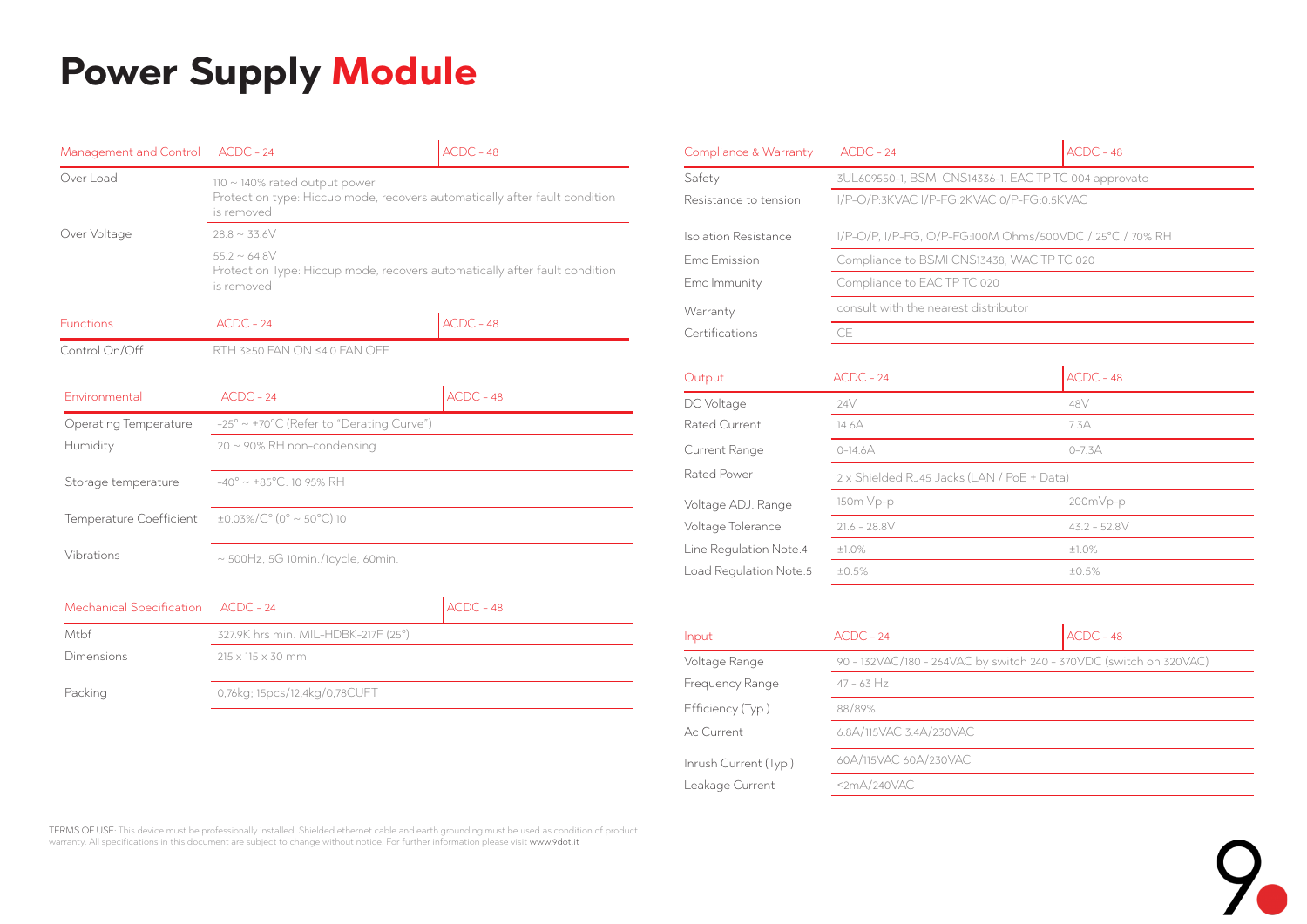# Power Supply Module

| Management and Control | ACDC - 24 | ACDC - 48 |
|---|---|---|
| Over Load | 110 ~ 140% rated output power<br>Protection type: Hiccup mode, recovers automatically after fault condition is removed | |
| Over Voltage | 28.8 ~ 33.6V<br>55.2 ~ 64.8V<br>Protection Type: Hiccup mode, recovers automatically after fault condition is removed | |

| Functions | ACDC - 24 | ACDC - 48 |
|---|---|---|
| Control On/Off | RTH 3≥50 FAN ON ≤4.0 FAN OFF | |

| Environmental | ACDC - 24 | ACDC - 48 |
|---|---|---|
| Operating Temperature | -25° ~ +70°C (Refer to "Derating Curve") | |
| Humidity | 20 ~ 90% RH non-condensing | |
| Storage temperature | -40° ~ +85°C. 10 95% RH | |
| Temperature Coefficient | ±0.03%/C° (0° ~ 50°C) 10 | |
| Vibrations | ~ 500Hz, 5G 10min./1cycle, 60min. | |

| Mechanical Specification | ACDC - 24 | ACDC - 48 |
|---|---|---|
| Mtbf | 327.9K hrs min. MIL-HDBK-217F (25°) | |
| Dimensions | 215 x 115 x 30 mm | |
| Packing | 0,76kg; 15pcs/12,4kg/0,78CUFT | |

| Compliance & Warranty | ACDC - 24 | ACDC - 48 |
|---|---|---|
| Safety | 3UL609550-1, BSMI CNS14336-1. EAC TP TC 004 approvato | |
| Resistance to tension | I/P-O/P:3KVAC I/P-FG:2KVAC 0/P-FG:0.5KVAC | |
| Isolation Resistance | I/P-O/P, I/P-FG, O/P-FG:100M Ohms/500VDC / 25°C / 70% RH | |
| Emc Emission | Compliance to BSMI CNS13438, WAC TP TC 020 | |
| Emc Immunity | Compliance to EAC TP TC 020 | |
| Warranty | consult with the nearest distributor | |
| Certifications | CE | |

| Output | ACDC - 24 | ACDC - 48 |
|---|---|---|
| DC Voltage | 24V | 48V |
| Rated Current | 14.6A | 7.3A |
| Current Range | 0-14.6A | 0-7.3A |
| Rated Power | 2 x Shielded RJ45 Jacks (LAN / PoE + Data) | |
| Voltage ADJ. Range | 150m Vp-p | 200mVp-p |
| Voltage Tolerance | 21.6 - 28.8V | 43.2 - 52.8V |
| Line Regulation Note.4 | ±1.0% | ±1.0% |
| Load Regulation Note.5 | ±0.5% | ±0.5% |

| Input | ACDC - 24 | ACDC - 48 |
|---|---|---|
| Voltage Range | 90 - 132VAC/180 - 264VAC by switch 240 - 370VDC (switch on 320VAC) | |
| Frequency Range | 47 - 63 Hz | |
| Efficiency (Typ.) | 88/89% | |
| Ac Current | 6.8A/115VAC 3.4A/230VAC | |
| Inrush Current (Typ.) | 60A/115VAC 60A/230VAC | |
| Leakage Current | <2mA/240VAC | |

TERMS OF USE: This device must be professionally installed. Shielded ethernet cable and earth grounding must be used as condition of product warranty. All specifications in this document are subject to change without notice. For further information please visit www.9dot.it